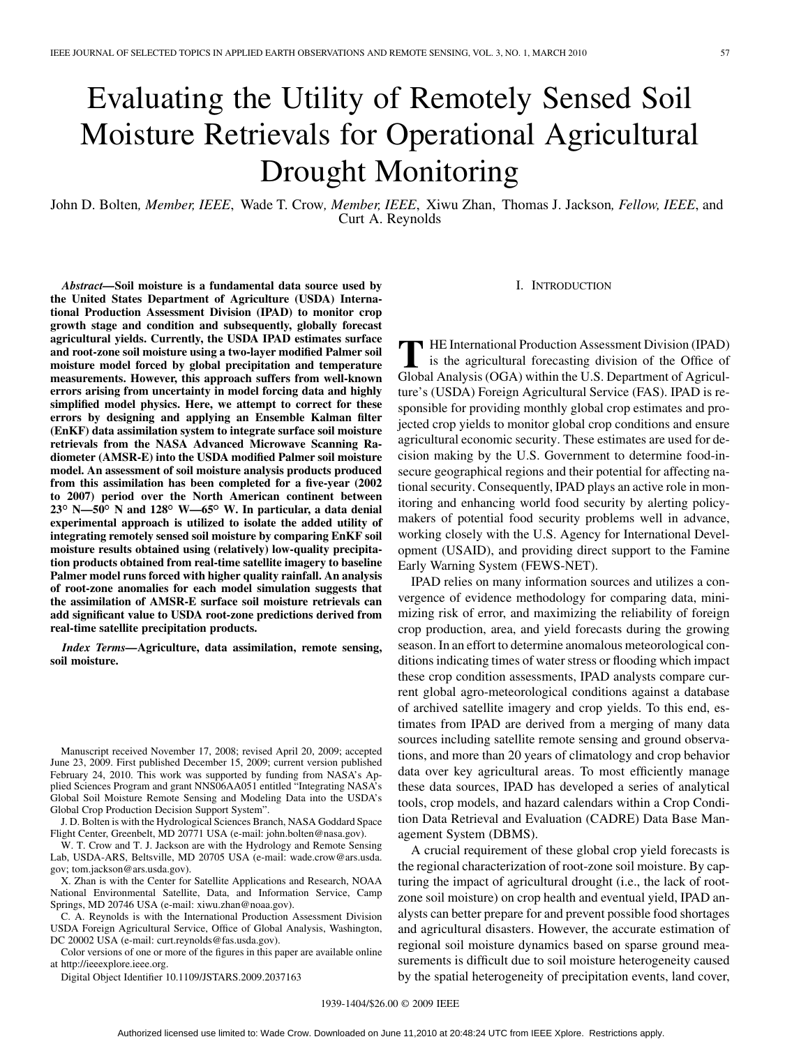# Evaluating the Utility of Remotely Sensed Soil Moisture Retrievals for Operational Agricultural Drought Monitoring

John D. Bolten, *Member, IEEE*, Wade T. Crow, *Member, IEEE*, Xiwu Zhan, Thomas J. Jackson, *Fellow, IEEE*, and Curt A. Reynolds

***Abstract*—Soil moisture is a fundamental data source used by the United States Department of Agriculture (USDA) International Production Assessment Division (IPAD) to monitor crop growth stage and condition and subsequently, globally forecast agricultural yields. Currently, the USDA IPAD estimates surface and root-zone soil moisture using a two-layer modified Palmer soil moisture model forced by global precipitation and temperature measurements. However, this approach suffers from well-known errors arising from uncertainty in model forcing data and highly simplified model physics. Here, we attempt to correct for these errors by designing and applying an Ensemble Kalman filter (EnKF) data assimilation system to integrate surface soil moisture retrievals from the NASA Advanced Microwave Scanning Radiometer (AMSR-E) into the USDA modified Palmer soil moisture model. An assessment of soil moisture analysis products produced from this assimilation has been completed for a five-year (2002 to 2007) period over the North American continent between 23° N—50° N and 128° W—65° W. In particular, a data denial experimental approach is utilized to isolate the added utility of integrating remotely sensed soil moisture by comparing EnKF soil moisture results obtained using (relatively) low-quality precipitation products obtained from real-time satellite imagery to baseline Palmer model runs forced with higher quality rainfall. An analysis of root-zone anomalies for each model simulation suggests that the assimilation of AMSR-E surface soil moisture retrievals can add significant value to USDA root-zone predictions derived from real-time satellite precipitation products.**

***Index Terms*—Agriculture, data assimilation, remote sensing, soil moisture.**

Manuscript received November 17, 2008; revised April 20, 2009; accepted June 23, 2009. First published December 15, 2009; current version published February 24, 2010. This work was supported by funding from NASA's Applied Sciences Program and grant NNS06AA051 entitled "Integrating NASA's Global Soil Moisture Remote Sensing and Modeling Data into the USDA's Global Crop Production Decision Support System".

J. D. Bolten is with the Hydrological Sciences Branch, NASA Goddard Space Flight Center, Greenbelt, MD 20771 USA (e-mail: john.bolten@nasa.gov).

W. T. Crow and T. J. Jackson are with the Hydrology and Remote Sensing Lab, USDA-ARS, Beltsville, MD 20705 USA (e-mail: wade.crow@ars.usda.gov; tom.jackson@ars.usda.gov).

X. Zhan is with the Center for Satellite Applications and Research, NOAA National Environmental Satellite, Data, and Information Service, Camp Springs, MD 20746 USA (e-mail: xiwu.zhan@noaa.gov).

C. A. Reynolds is with the International Production Assessment Division USDA Foreign Agricultural Service, Office of Global Analysis, Washington, DC 20002 USA (e-mail: curt.reynolds@fas.usda.gov).

Color versions of one or more of the figures in this paper are available online at http://ieeexplore.ieee.org.

Digital Object Identifier 10.1109/JSTARS.2009.2037163

## I. Introduction

THE International Production Assessment Division (IPAD) is the agricultural forecasting division of the Office of Global Analysis (OGA) within the U.S. Department of Agriculture's (USDA) Foreign Agricultural Service (FAS). IPAD is responsible for providing monthly global crop estimates and projected crop yields to monitor global crop conditions and ensure agricultural economic security. These estimates are used for decision making by the U.S. Government to determine food-insecure geographical regions and their potential for affecting national security. Consequently, IPAD plays an active role in monitoring and enhancing world food security by alerting policymakers of potential food security problems well in advance, working closely with the U.S. Agency for International Development (USAID), and providing direct support to the Famine Early Warning System (FEWS-NET).

IPAD relies on many information sources and utilizes a convergence of evidence methodology for comparing data, minimizing risk of error, and maximizing the reliability of foreign crop production, area, and yield forecasts during the growing season. In an effort to determine anomalous meteorological conditions indicating times of water stress or flooding which impact these crop condition assessments, IPAD analysts compare current global agro-meteorological conditions against a database of archived satellite imagery and crop yields. To this end, estimates from IPAD are derived from a merging of many data sources including satellite remote sensing and ground observations, and more than 20 years of climatology and crop behavior data over key agricultural areas. To most efficiently manage these data sources, IPAD has developed a series of analytical tools, crop models, and hazard calendars within a Crop Condition Data Retrieval and Evaluation (CADRE) Data Base Management System (DBMS).

A crucial requirement of these global crop yield forecasts is the regional characterization of root-zone soil moisture. By capturing the impact of agricultural drought (i.e., the lack of root-zone soil moisture) on crop health and eventual yield, IPAD analysts can better prepare for and prevent possible food shortages and agricultural disasters. However, the accurate estimation of regional soil moisture dynamics based on sparse ground measurements is difficult due to soil moisture heterogeneity caused by the spatial heterogeneity of precipitation events, land cover,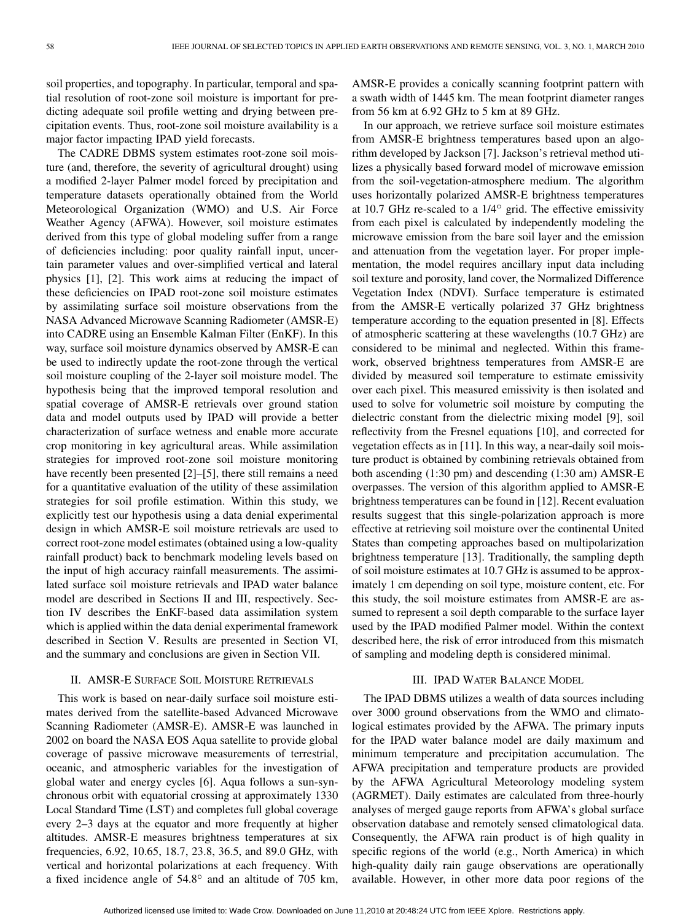soil properties, and topography. In particular, temporal and spatial resolution of root-zone soil moisture is important for predicting adequate soil profile wetting and drying between precipitation events. Thus, root-zone soil moisture availability is a major factor impacting IPAD yield forecasts.

The CADRE DBMS system estimates root-zone soil moisture (and, therefore, the severity of agricultural drought) using a modified 2-layer Palmer model forced by precipitation and temperature datasets operationally obtained from the World Meteorological Organization (WMO) and U.S. Air Force Weather Agency (AFWA). However, soil moisture estimates derived from this type of global modeling suffer from a range of deficiencies including: poor quality rainfall input, uncertain parameter values and over-simplified vertical and lateral physics [1], [2]. This work aims at reducing the impact of these deficiencies on IPAD root-zone soil moisture estimates by assimilating surface soil moisture observations from the NASA Advanced Microwave Scanning Radiometer (AMSR-E) into CADRE using an Ensemble Kalman Filter (EnKF). In this way, surface soil moisture dynamics observed by AMSR-E can be used to indirectly update the root-zone through the vertical soil moisture coupling of the 2-layer soil moisture model. The hypothesis being that the improved temporal resolution and spatial coverage of AMSR-E retrievals over ground station data and model outputs used by IPAD will provide a better characterization of surface wetness and enable more accurate crop monitoring in key agricultural areas. While assimilation strategies for improved root-zone soil moisture monitoring have recently been presented [2]–[5], there still remains a need for a quantitative evaluation of the utility of these assimilation strategies for soil profile estimation. Within this study, we explicitly test our hypothesis using a data denial experimental design in which AMSR-E soil moisture retrievals are used to correct root-zone model estimates (obtained using a low-quality rainfall product) back to benchmark modeling levels based on the input of high accuracy rainfall measurements. The assimilated surface soil moisture retrievals and IPAD water balance model are described in Sections II and III, respectively. Section IV describes the EnKF-based data assimilation system which is applied within the data denial experimental framework described in Section V. Results are presented in Section VI, and the summary and conclusions are given in Section VII.

## II. AMSR-E Surface Soil Moisture Retrievals

This work is based on near-daily surface soil moisture estimates derived from the satellite-based Advanced Microwave Scanning Radiometer (AMSR-E). AMSR-E was launched in 2002 on board the NASA EOS Aqua satellite to provide global coverage of passive microwave measurements of terrestrial, oceanic, and atmospheric variables for the investigation of global water and energy cycles [6]. Aqua follows a sun-synchronous orbit with equatorial crossing at approximately 1330 Local Standard Time (LST) and completes full global coverage every 2–3 days at the equator and more frequently at higher altitudes. AMSR-E measures brightness temperatures at six frequencies, 6.92, 10.65, 18.7, 23.8, 36.5, and 89.0 GHz, with vertical and horizontal polarizations at each frequency. With a fixed incidence angle of 54.8° and an altitude of 705 km, AMSR-E provides a conically scanning footprint pattern with a swath width of 1445 km. The mean footprint diameter ranges from 56 km at 6.92 GHz to 5 km at 89 GHz.

In our approach, we retrieve surface soil moisture estimates from AMSR-E brightness temperatures based upon an algorithm developed by Jackson [7]. Jackson's retrieval method utilizes a physically based forward model of microwave emission from the soil-vegetation-atmosphere medium. The algorithm uses horizontally polarized AMSR-E brightness temperatures at 10.7 GHz re-scaled to a 1/4° grid. The effective emissivity from each pixel is calculated by independently modeling the microwave emission from the bare soil layer and the emission and attenuation from the vegetation layer. For proper implementation, the model requires ancillary input data including soil texture and porosity, land cover, the Normalized Difference Vegetation Index (NDVI). Surface temperature is estimated from the AMSR-E vertically polarized 37 GHz brightness temperature according to the equation presented in [8]. Effects of atmospheric scattering at these wavelengths (10.7 GHz) are considered to be minimal and neglected. Within this framework, observed brightness temperatures from AMSR-E are divided by measured soil temperature to estimate emissivity over each pixel. This measured emissivity is then isolated and used to solve for volumetric soil moisture by computing the dielectric constant from the dielectric mixing model [9], soil reflectivity from the Fresnel equations [10], and corrected for vegetation effects as in [11]. In this way, a near-daily soil moisture product is obtained by combining retrievals obtained from both ascending (1:30 pm) and descending (1:30 am) AMSR-E overpasses. The version of this algorithm applied to AMSR-E brightness temperatures can be found in [12]. Recent evaluation results suggest that this single-polarization approach is more effective at retrieving soil moisture over the continental United States than competing approaches based on multipolarization brightness temperature [13]. Traditionally, the sampling depth of soil moisture estimates at 10.7 GHz is assumed to be approximately 1 cm depending on soil type, moisture content, etc. For this study, the soil moisture estimates from AMSR-E are assumed to represent a soil depth comparable to the surface layer used by the IPAD modified Palmer model. Within the context described here, the risk of error introduced from this mismatch of sampling and modeling depth is considered minimal.

## III. IPAD Water Balance Model

The IPAD DBMS utilizes a wealth of data sources including over 3000 ground observations from the WMO and climatological estimates provided by the AFWA. The primary inputs for the IPAD water balance model are daily maximum and minimum temperature and precipitation accumulation. The AFWA precipitation and temperature products are provided by the AFWA Agricultural Meteorology modeling system (AGRMET). Daily estimates are calculated from three-hourly analyses of merged gauge reports from AFWA's global surface observation database and remotely sensed climatological data. Consequently, the AFWA rain product is of high quality in specific regions of the world (e.g., North America) in which high-quality daily rain gauge observations are operationally available. However, in other more data poor regions of the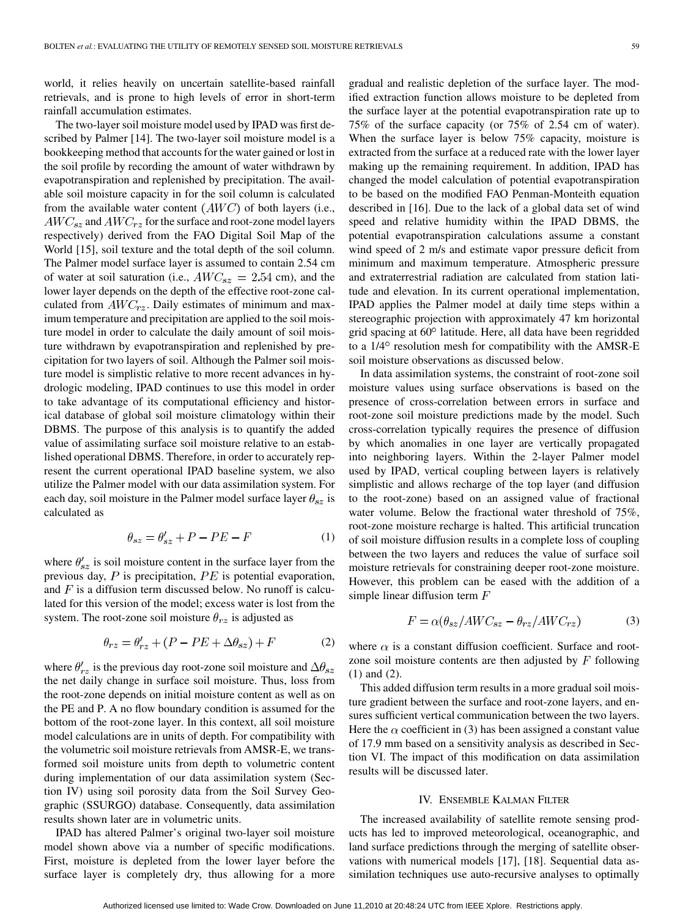world, it relies heavily on uncertain satellite-based rainfall retrievals, and is prone to high levels of error in short-term rainfall accumulation estimates.

The two-layer soil moisture model used by IPAD was first described by Palmer [14]. The two-layer soil moisture model is a bookkeeping method that accounts for the water gained or lost in the soil profile by recording the amount of water withdrawn by evapotranspiration and replenished by precipitation. The available soil moisture capacity in for the soil column is calculated from the available water content ($AWC$) of both layers (i.e., $AWC_{sz}$ and $AWC_{rz}$ for the surface and root-zone model layers respectively) derived from the FAO Digital Soil Map of the World [15], soil texture and the total depth of the soil column. The Palmer model surface layer is assumed to contain 2.54 cm of water at soil saturation (i.e., $AWC_{sz} = 2.54$ cm), and the lower layer depends on the depth of the effective root-zone calculated from $AWC_{rz}$. Daily estimates of minimum and maximum temperature and precipitation are applied to the soil moisture model in order to calculate the daily amount of soil moisture withdrawn by evapotranspiration and replenished by precipitation for two layers of soil. Although the Palmer soil moisture model is simplistic relative to more recent advances in hydrologic modeling, IPAD continues to use this model in order to take advantage of its computational efficiency and historical database of global soil moisture climatology within their DBMS. The purpose of this analysis is to quantify the added value of assimilating surface soil moisture relative to an established operational DBMS. Therefore, in order to accurately represent the current operational IPAD baseline system, we also utilize the Palmer model with our data assimilation system. For each day, soil moisture in the Palmer model surface layer $\theta_{sz}$ is calculated as

$$\theta_{sz} = \theta'_{sz} + P - PE - F \tag{1}$$

where $\theta'_{sz}$ is soil moisture content in the surface layer from the previous day, $P$ is precipitation, $PE$ is potential evaporation, and $F$ is a diffusion term discussed below. No runoff is calculated for this version of the model; excess water is lost from the system. The root-zone soil moisture $\theta_{rz}$ is adjusted as

$$\theta_{rz} = \theta'_{rz} + (P - PE + \Delta\theta_{sz}) + F \tag{2}$$

where $\theta'_{rz}$ is the previous day root-zone soil moisture and $\Delta\theta_{sz}$ the net daily change in surface soil moisture. Thus, loss from the root-zone depends on initial moisture content as well as on the PE and P. A no flow boundary condition is assumed for the bottom of the root-zone layer. In this context, all soil moisture model calculations are in units of depth. For compatibility with the volumetric soil moisture retrievals from AMSR-E, we transformed soil moisture units from depth to volumetric content during implementation of our data assimilation system (Section IV) using soil porosity data from the Soil Survey Geographic (SSURGO) database. Consequently, data assimilation results shown later are in volumetric units.

IPAD has altered Palmer's original two-layer soil moisture model shown above via a number of specific modifications. First, moisture is depleted from the lower layer before the surface layer is completely dry, thus allowing for a more gradual and realistic depletion of the surface layer. The modified extraction function allows moisture to be depleted from the surface layer at the potential evapotranspiration rate up to 75% of the surface capacity (or 75% of 2.54 cm of water). When the surface layer is below 75% capacity, moisture is extracted from the surface at a reduced rate with the lower layer making up the remaining requirement. In addition, IPAD has changed the model calculation of potential evapotranspiration to be based on the modified FAO Penman-Monteith equation described in [16]. Due to the lack of a global data set of wind speed and relative humidity within the IPAD DBMS, the potential evapotranspiration calculations assume a constant wind speed of 2 m/s and estimate vapor pressure deficit from minimum and maximum temperature. Atmospheric pressure and extraterrestrial radiation are calculated from station latitude and elevation. In its current operational implementation, IPAD applies the Palmer model at daily time steps within a stereographic projection with approximately 47 km horizontal grid spacing at 60° latitude. Here, all data have been regridded to a 1/4° resolution mesh for compatibility with the AMSR-E soil moisture observations as discussed below.

In data assimilation systems, the constraint of root-zone soil moisture values using surface observations is based on the presence of cross-correlation between errors in surface and root-zone soil moisture predictions made by the model. Such cross-correlation typically requires the presence of diffusion by which anomalies in one layer are vertically propagated into neighboring layers. Within the 2-layer Palmer model used by IPAD, vertical coupling between layers is relatively simplistic and allows recharge of the top layer (and diffusion to the root-zone) based on an assigned value of fractional water volume. Below the fractional water threshold of 75%, root-zone moisture recharge is halted. This artificial truncation of soil moisture diffusion results in a complete loss of coupling between the two layers and reduces the value of surface soil moisture retrievals for constraining deeper root-zone moisture. However, this problem can be eased with the addition of a simple linear diffusion term $F$

$$F = \alpha(\theta_{sz}/AWC_{sz} - \theta_{rz}/AWC_{rz}) \tag{3}$$

where $\alpha$ is a constant diffusion coefficient. Surface and root-zone soil moisture contents are then adjusted by $F$ following (1) and (2).

This added diffusion term results in a more gradual soil moisture gradient between the surface and root-zone layers, and ensures sufficient vertical communication between the two layers. Here the $\alpha$ coefficient in (3) has been assigned a constant value of 17.9 mm based on a sensitivity analysis as described in Section VI. The impact of this modification on data assimilation results will be discussed later.

## IV. Ensemble Kalman Filter

The increased availability of satellite remote sensing products has led to improved meteorological, oceanographic, and land surface predictions through the merging of satellite observations with numerical models [17], [18]. Sequential data assimilation techniques use auto-recursive analyses to optimally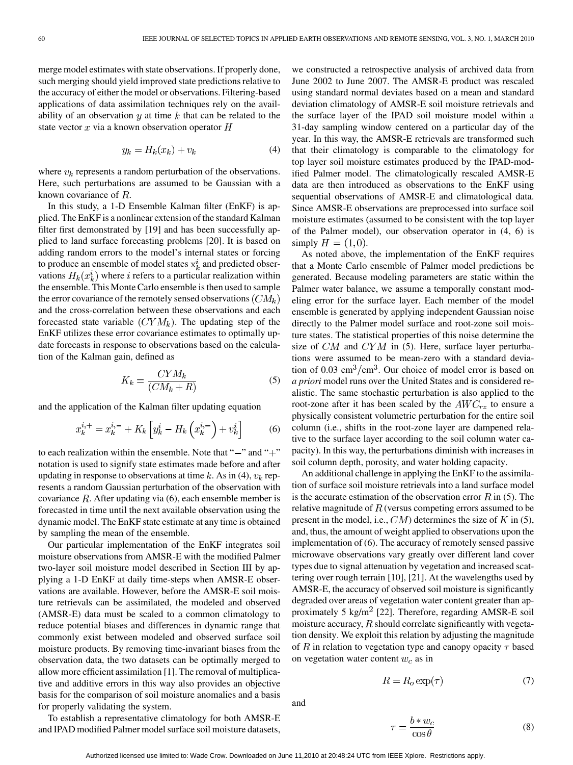merge model estimates with state observations. If properly done, such merging should yield improved state predictions relative to the accuracy of either the model or observations. Filtering-based applications of data assimilation techniques rely on the availability of an observation $y$ at time $k$ that can be related to the state vector $x$ via a known observation operator $H$

$$y_k = H_k(x_k) + v_k \tag{4}$$

where $v_k$ represents a random perturbation of the observations. Here, such perturbations are assumed to be Gaussian with a known covariance of $R$.

In this study, a 1-D Ensemble Kalman filter (EnKF) is applied. The EnKF is a nonlinear extension of the standard Kalman filter first demonstrated by [19] and has been successfully applied to land surface forecasting problems [20]. It is based on adding random errors to the model's internal states or forcing to produce an ensemble of model states $\mathrm{x}_k^i$ and predicted observations $H_k(x_k^i)$ where $i$ refers to a particular realization within the ensemble. This Monte Carlo ensemble is then used to sample the error covariance of the remotely sensed observations $(CM_k)$ and the cross-correlation between these observations and each forecasted state variable $(CYM_k)$. The updating step of the EnKF utilizes these error covariance estimates to optimally update forecasts in response to observations based on the calculation of the Kalman gain, defined as

$$K_k = \frac{CYM_k}{(CM_k + R)} \tag{5}$$

and the application of the Kalman filter updating equation

$$x_k^{i,+} = x_k^{i,-} + K_k \left[ y_k^i - H_k \left( x_k^{i,-} \right) + v_k^i \right] \tag{6}$$

to each realization within the ensemble. Note that "$-$" and "$+$" notation is used to signify state estimates made before and after updating in response to observations at time $k$. As in (4), $v_k$ represents a random Gaussian perturbation of the observation with covariance $R$. After updating via (6), each ensemble member is forecasted in time until the next available observation using the dynamic model. The EnKF state estimate at any time is obtained by sampling the mean of the ensemble.

Our particular implementation of the EnKF integrates soil moisture observations from AMSR-E with the modified Palmer two-layer soil moisture model described in Section III by applying a 1-D EnKF at daily time-steps when AMSR-E observations are available. However, before the AMSR-E soil moisture retrievals can be assimilated, the modeled and observed (AMSR-E) data must be scaled to a common climatology to reduce potential biases and differences in dynamic range that commonly exist between modeled and observed surface soil moisture products. By removing time-invariant biases from the observation data, the two datasets can be optimally merged to allow more efficient assimilation [1]. The removal of multiplicative and additive errors in this way also provides an objective basis for the comparison of soil moisture anomalies and a basis for properly validating the system.

To establish a representative climatology for both AMSR-E and IPAD modified Palmer model surface soil moisture datasets, we constructed a retrospective analysis of archived data from June 2002 to June 2007. The AMSR-E product was rescaled using standard normal deviates based on a mean and standard deviation climatology of AMSR-E soil moisture retrievals and the surface layer of the IPAD soil moisture model within a 31-day sampling window centered on a particular day of the year. In this way, the AMSR-E retrievals are transformed such that their climatology is comparable to the climatology for top layer soil moisture estimates produced by the IPAD-modified Palmer model. The climatologically rescaled AMSR-E data are then introduced as observations to the EnKF using sequential observations of AMSR-E and climatological data. Since AMSR-E observations are preprocessed into surface soil moisture estimates (assumed to be consistent with the top layer of the Palmer model), our observation operator in (4, 6) is simply $H = (1, 0)$.

As noted above, the implementation of the EnKF requires that a Monte Carlo ensemble of Palmer model predictions be generated. Because modeling parameters are static within the Palmer water balance, we assume a temporally constant modeling error for the surface layer. Each member of the model ensemble is generated by applying independent Gaussian noise directly to the Palmer model surface and root-zone soil moisture states. The statistical properties of this noise determine the size of $CM$ and $CYM$ in (5). Here, surface layer perturbations were assumed to be mean-zero with a standard deviation of 0.03 $\mathrm{cm}^3/\mathrm{cm}^3$. Our choice of model error is based on *a priori* model runs over the United States and is considered realistic. The same stochastic perturbation is also applied to the root-zone after it has been scaled by the $AWC_{rz}$ to ensure a physically consistent volumetric perturbation for the entire soil column (i.e., shifts in the root-zone layer are dampened relative to the surface layer according to the soil column water capacity). In this way, the perturbations diminish with increases in soil column depth, porosity, and water holding capacity.

An additional challenge in applying the EnKF to the assimilation of surface soil moisture retrievals into a land surface model is the accurate estimation of the observation error $R$ in (5). The relative magnitude of $R$ (versus competing errors assumed to be present in the model, i.e., $CM$) determines the size of $K$ in (5), and, thus, the amount of weight applied to observations upon the implementation of (6). The accuracy of remotely sensed passive microwave observations vary greatly over different land cover types due to signal attenuation by vegetation and increased scattering over rough terrain [10], [21]. At the wavelengths used by AMSR-E, the accuracy of observed soil moisture is significantly degraded over areas of vegetation water content greater than approximately 5 kg/m$^2$ [22]. Therefore, regarding AMSR-E soil moisture accuracy, $R$ should correlate significantly with vegetation density. We exploit this relation by adjusting the magnitude of $R$ in relation to vegetation type and canopy opacity $\tau$ based on vegetation water content $w_c$ as in

$$R = R_o \exp(\tau) \tag{7}$$

and

$$\tau = \frac{b * w_c}{\cos \theta} \tag{8}$$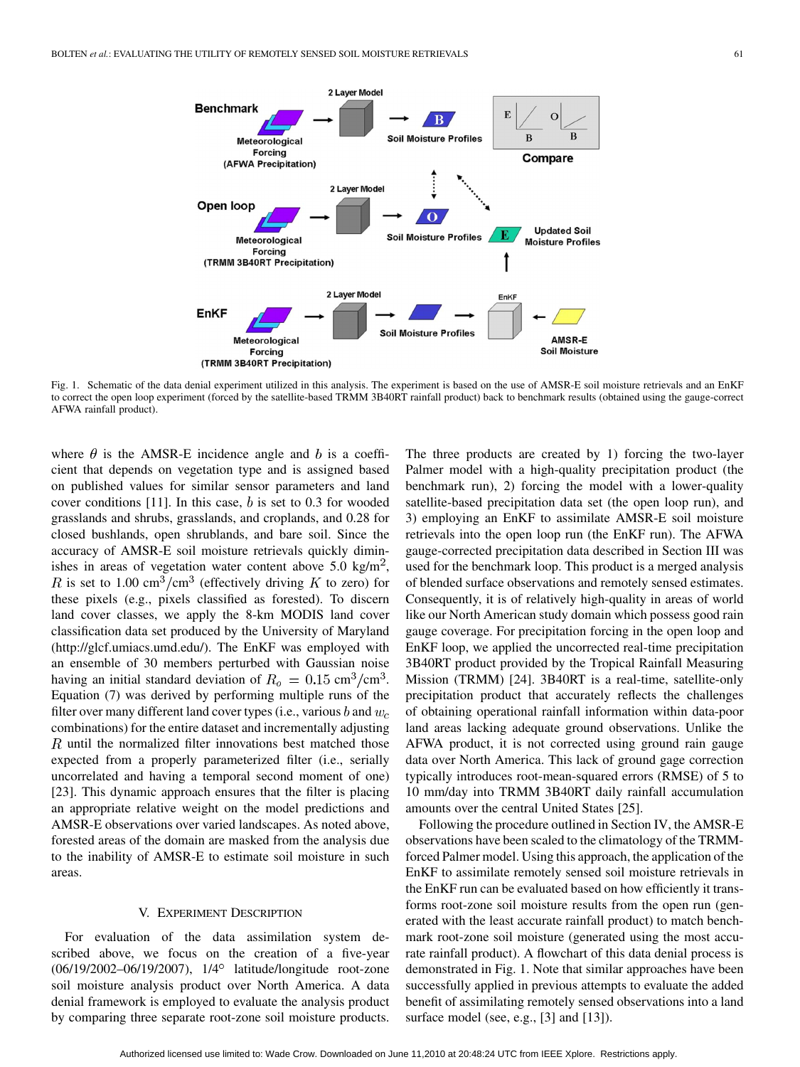Fig. 1. Schematic of the data denial experiment utilized in this analysis. The experiment is based on the use of AMSR-E soil moisture retrievals and an EnKF to correct the open loop experiment (forced by the satellite-based TRMM 3B40RT rainfall product) back to benchmark results (obtained using the gauge-correct AFWA rainfall product).

where $\theta$ is the AMSR-E incidence angle and $b$ is a coefficient that depends on vegetation type and is assigned based on published values for similar sensor parameters and land cover conditions [11]. In this case, $b$ is set to 0.3 for wooded grasslands and shrubs, grasslands, and croplands, and 0.28 for closed bushlands, open shrublands, and bare soil. Since the accuracy of AMSR-E soil moisture retrievals quickly diminishes in areas of vegetation water content above 5.0 kg/m$^2$, $R$ is set to 1.00 cm$^3$/cm$^3$ (effectively driving $K$ to zero) for these pixels (e.g., pixels classified as forested). To discern land cover classes, we apply the 8-km MODIS land cover classification data set produced by the University of Maryland (http://glcf.umiacs.umd.edu/). The EnKF was employed with an ensemble of 30 members perturbed with Gaussian noise having an initial standard deviation of $R_o = 0.15$ cm$^3$/cm$^3$. Equation (7) was derived by performing multiple runs of the filter over many different land cover types (i.e., various $b$ and $w_c$ combinations) for the entire dataset and incrementally adjusting $R$ until the normalized filter innovations best matched those expected from a properly parameterized filter (i.e., serially uncorrelated and having a temporal second moment of one) [23]. This dynamic approach ensures that the filter is placing an appropriate relative weight on the model predictions and AMSR-E observations over varied landscapes. As noted above, forested areas of the domain are masked from the analysis due to the inability of AMSR-E to estimate soil moisture in such areas.

## V. Experiment Description

For evaluation of the data assimilation system described above, we focus on the creation of a five-year (06/19/2002–06/19/2007), 1/4° latitude/longitude root-zone soil moisture analysis product over North America. A data denial framework is employed to evaluate the analysis product by comparing three separate root-zone soil moisture products. The three products are created by 1) forcing the two-layer Palmer model with a high-quality precipitation product (the benchmark run), 2) forcing the model with a lower-quality satellite-based precipitation data set (the open loop run), and 3) employing an EnKF to assimilate AMSR-E soil moisture retrievals into the open loop run (the EnKF run). The AFWA gauge-corrected precipitation data described in Section III was used for the benchmark loop. This product is a merged analysis of blended surface observations and remotely sensed estimates. Consequently, it is of relatively high-quality in areas of world like our North American study domain which possess good rain gauge coverage. For precipitation forcing in the open loop and EnKF loop, we applied the uncorrected real-time precipitation 3B40RT product provided by the Tropical Rainfall Measuring Mission (TRMM) [24]. 3B40RT is a real-time, satellite-only precipitation product that accurately reflects the challenges of obtaining operational rainfall information within data-poor land areas lacking adequate ground observations. Unlike the AFWA product, it is not corrected using ground rain gauge data over North America. This lack of ground gage correction typically introduces root-mean-squared errors (RMSE) of 5 to 10 mm/day into TRMM 3B40RT daily rainfall accumulation amounts over the central United States [25].

Following the procedure outlined in Section IV, the AMSR-E observations have been scaled to the climatology of the TRMM-forced Palmer model. Using this approach, the application of the EnKF to assimilate remotely sensed soil moisture retrievals in the EnKF run can be evaluated based on how efficiently it transforms root-zone soil moisture results from the open run (generated with the least accurate rainfall product) to match benchmark root-zone soil moisture (generated using the most accurate rainfall product). A flowchart of this data denial process is demonstrated in Fig. 1. Note that similar approaches have been successfully applied in previous attempts to evaluate the added benefit of assimilating remotely sensed observations into a land surface model (see, e.g., [3] and [13]).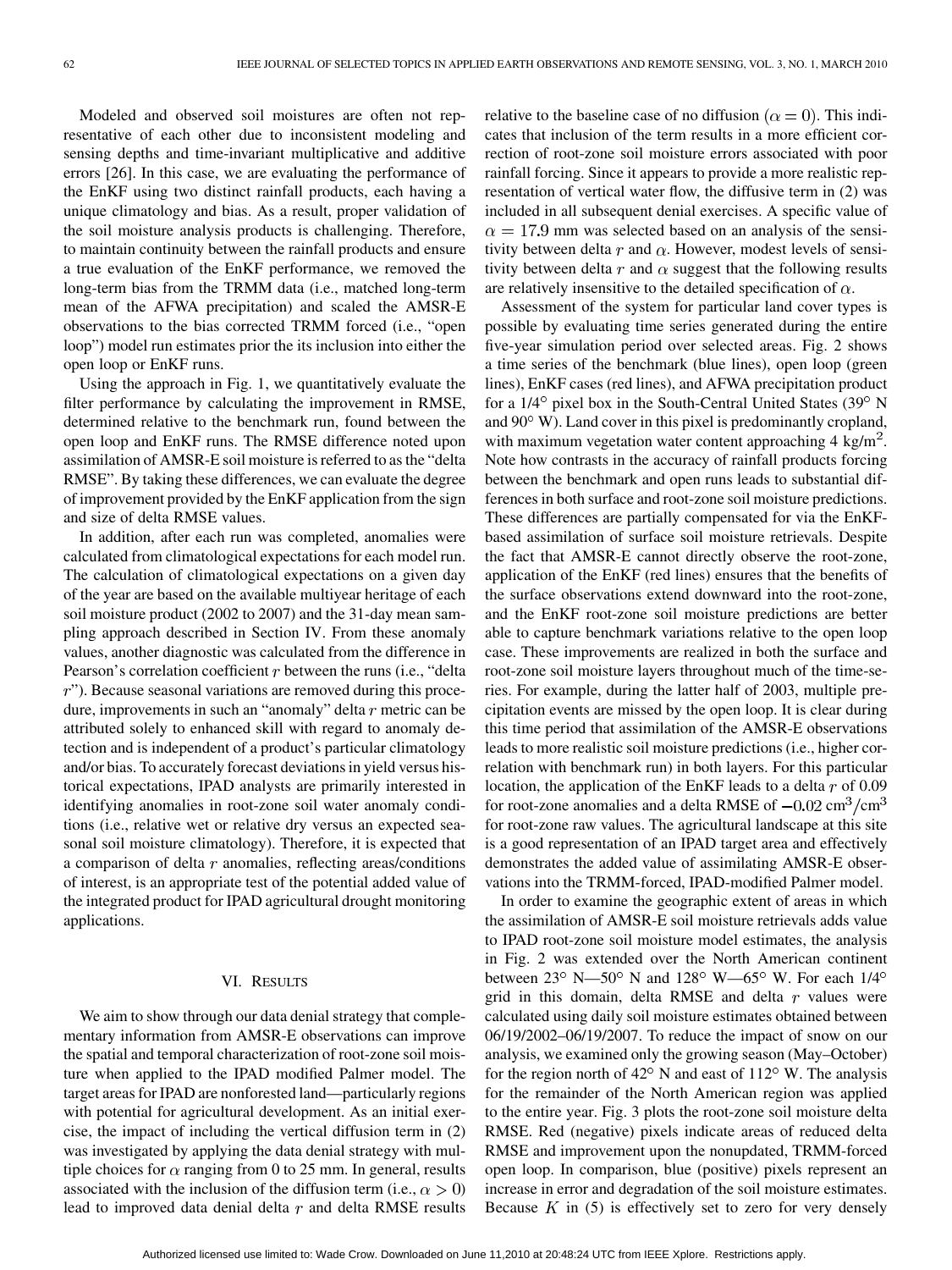Modeled and observed soil moistures are often not representative of each other due to inconsistent modeling and sensing depths and time-invariant multiplicative and additive errors [26]. In this case, we are evaluating the performance of the EnKF using two distinct rainfall products, each having a unique climatology and bias. As a result, proper validation of the soil moisture analysis products is challenging. Therefore, to maintain continuity between the rainfall products and ensure a true evaluation of the EnKF performance, we removed the long-term bias from the TRMM data (i.e., matched long-term mean of the AFWA precipitation) and scaled the AMSR-E observations to the bias corrected TRMM forced (i.e., "open loop") model run estimates prior the its inclusion into either the open loop or EnKF runs.

Using the approach in Fig. 1, we quantitatively evaluate the filter performance by calculating the improvement in RMSE, determined relative to the benchmark run, found between the open loop and EnKF runs. The RMSE difference noted upon assimilation of AMSR-E soil moisture is referred to as the "delta RMSE". By taking these differences, we can evaluate the degree of improvement provided by the EnKF application from the sign and size of delta RMSE values.

In addition, after each run was completed, anomalies were calculated from climatological expectations for each model run. The calculation of climatological expectations on a given day of the year are based on the available multiyear heritage of each soil moisture product (2002 to 2007) and the 31-day mean sampling approach described in Section IV. From these anomaly values, another diagnostic was calculated from the difference in Pearson's correlation coefficient $r$ between the runs (i.e., "delta $r$"). Because seasonal variations are removed during this procedure, improvements in such an "anomaly" delta $r$ metric can be attributed solely to enhanced skill with regard to anomaly detection and is independent of a product's particular climatology and/or bias. To accurately forecast deviations in yield versus historical expectations, IPAD analysts are primarily interested in identifying anomalies in root-zone soil water anomaly conditions (i.e., relative wet or relative dry versus an expected seasonal soil moisture climatology). Therefore, it is expected that a comparison of delta $r$ anomalies, reflecting areas/conditions of interest, is an appropriate test of the potential added value of the integrated product for IPAD agricultural drought monitoring applications.

## VI. RESULTS

We aim to show through our data denial strategy that complementary information from AMSR-E observations can improve the spatial and temporal characterization of root-zone soil moisture when applied to the IPAD modified Palmer model. The target areas for IPAD are nonforested land—particularly regions with potential for agricultural development. As an initial exercise, the impact of including the vertical diffusion term in (2) was investigated by applying the data denial strategy with multiple choices for $\alpha$ ranging from 0 to 25 mm. In general, results associated with the inclusion of the diffusion term (i.e., $\alpha > 0$) lead to improved data denial delta $r$ and delta RMSE results relative to the baseline case of no diffusion ($\alpha = 0$). This indicates that inclusion of the term results in a more efficient correction of root-zone soil moisture errors associated with poor rainfall forcing. Since it appears to provide a more realistic representation of vertical water flow, the diffusive term in (2) was included in all subsequent denial exercises. A specific value of $\alpha = 17.9$ mm was selected based on an analysis of the sensitivity between delta $r$ and $\alpha$. However, modest levels of sensitivity between delta $r$ and $\alpha$ suggest that the following results are relatively insensitive to the detailed specification of $\alpha$.

Assessment of the system for particular land cover types is possible by evaluating time series generated during the entire five-year simulation period over selected areas. Fig. 2 shows a time series of the benchmark (blue lines), open loop (green lines), EnKF cases (red lines), and AFWA precipitation product for a 1/4° pixel box in the South-Central United States (39° N and 90° W). Land cover in this pixel is predominantly cropland, with maximum vegetation water content approaching 4 kg/m$^2$. Note how contrasts in the accuracy of rainfall products forcing between the benchmark and open runs leads to substantial differences in both surface and root-zone soil moisture predictions. These differences are partially compensated for via the EnKF-based assimilation of surface soil moisture retrievals. Despite the fact that AMSR-E cannot directly observe the root-zone, application of the EnKF (red lines) ensures that the benefits of the surface observations extend downward into the root-zone, and the EnKF root-zone soil moisture predictions are better able to capture benchmark variations relative to the open loop case. These improvements are realized in both the surface and root-zone soil moisture layers throughout much of the time-series. For example, during the latter half of 2003, multiple precipitation events are missed by the open loop. It is clear during this time period that assimilation of the AMSR-E observations leads to more realistic soil moisture predictions (i.e., higher correlation with benchmark run) in both layers. For this particular location, the application of the EnKF leads to a delta $r$ of 0.09 for root-zone anomalies and a delta RMSE of $-0.02$ cm$^3$/cm$^3$ for root-zone raw values. The agricultural landscape at this site is a good representation of an IPAD target area and effectively demonstrates the added value of assimilating AMSR-E observations into the TRMM-forced, IPAD-modified Palmer model.

In order to examine the geographic extent of areas in which the assimilation of AMSR-E soil moisture retrievals adds value to IPAD root-zone soil moisture model estimates, the analysis in Fig. 2 was extended over the North American continent between 23° N—50° N and 128° W—65° W. For each 1/4° grid in this domain, delta RMSE and delta $r$ values were calculated using daily soil moisture estimates obtained between 06/19/2002–06/19/2007. To reduce the impact of snow on our analysis, we examined only the growing season (May–October) for the region north of 42° N and east of 112° W. The analysis for the remainder of the North American region was applied to the entire year. Fig. 3 plots the root-zone soil moisture delta RMSE. Red (negative) pixels indicate areas of reduced delta RMSE and improvement upon the nonupdated, TRMM-forced open loop. In comparison, blue (positive) pixels represent an increase in error and degradation of the soil moisture estimates. Because $K$ in (5) is effectively set to zero for very densely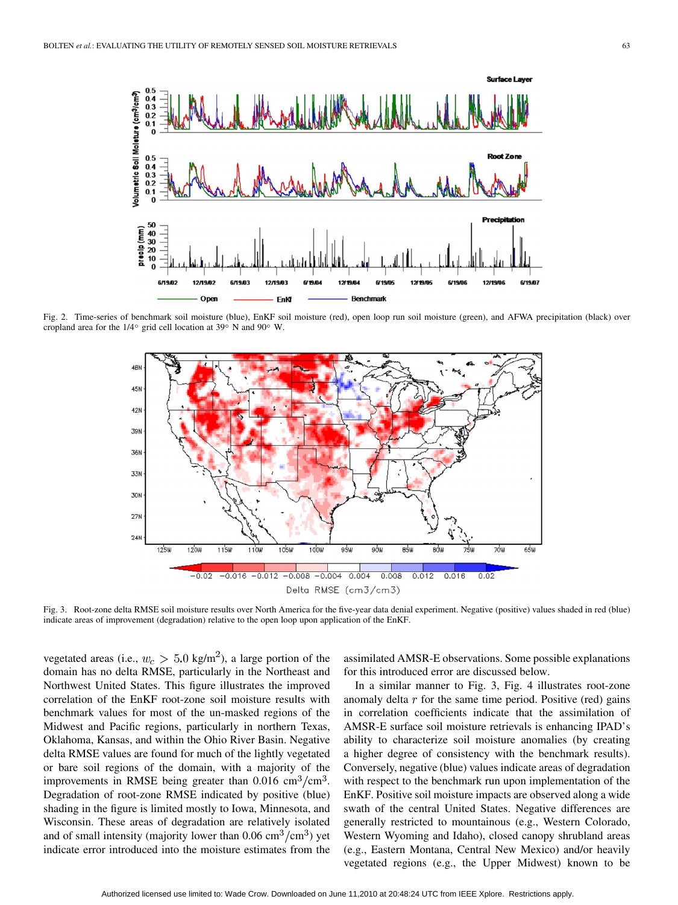Fig. 2. Time-series of benchmark soil moisture (blue), EnKF soil moisture (red), open loop run soil moisture (green), and AFWA precipitation (black) over cropland area for the 1/4° grid cell location at 39° N and 90° W.

Fig. 3. Root-zone delta RMSE soil moisture results over North America for the five-year data denial experiment. Negative (positive) values shaded in red (blue) indicate areas of improvement (degradation) relative to the open loop upon application of the EnKF.

vegetated areas (i.e., $w_c > 5.0$ kg/m$^2$), a large portion of the domain has no delta RMSE, particularly in the Northeast and Northwest United States. This figure illustrates the improved correlation of the EnKF root-zone soil moisture results with benchmark values for most of the un-masked regions of the Midwest and Pacific regions, particularly in northern Texas, Oklahoma, Kansas, and within the Ohio River Basin. Negative delta RMSE values are found for much of the lightly vegetated or bare soil regions of the domain, with a majority of the improvements in RMSE being greater than 0.016 cm$^3$/cm$^3$. Degradation of root-zone RMSE indicated by positive (blue) shading in the figure is limited mostly to Iowa, Minnesota, and Wisconsin. These areas of degradation are relatively isolated and of small intensity (majority lower than 0.06 cm$^3$/cm$^3$) yet indicate error introduced into the moisture estimates from the assimilated AMSR-E observations. Some possible explanations for this introduced error are discussed below.

In a similar manner to Fig. 3, Fig. 4 illustrates root-zone anomaly delta $r$ for the same time period. Positive (red) gains in correlation coefficients indicate that the assimilation of AMSR-E surface soil moisture retrievals is enhancing IPAD's ability to characterize soil moisture anomalies (by creating a higher degree of consistency with the benchmark results). Conversely, negative (blue) values indicate areas of degradation with respect to the benchmark run upon implementation of the EnKF. Positive soil moisture impacts are observed along a wide swath of the central United States. Negative differences are generally restricted to mountainous (e.g., Western Colorado, Western Wyoming and Idaho), closed canopy shrubland areas (e.g., Eastern Montana, Central New Mexico) and/or heavily vegetated regions (e.g., the Upper Midwest) known to be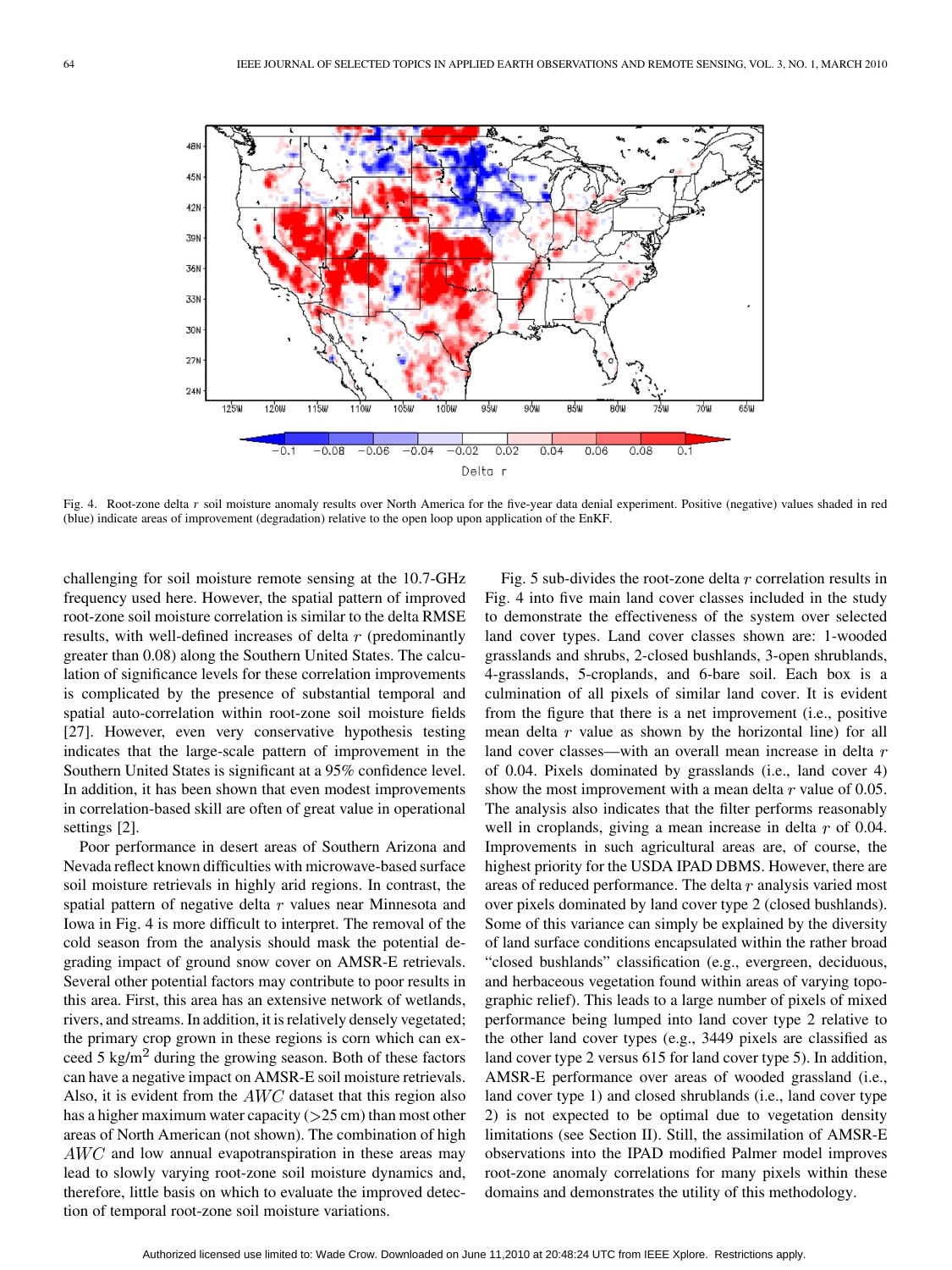Fig. 4. Root-zone delta $r$ soil moisture anomaly results over North America for the five-year data denial experiment. Positive (negative) values shaded in red (blue) indicate areas of improvement (degradation) relative to the open loop upon application of the EnKF.

challenging for soil moisture remote sensing at the 10.7-GHz frequency used here. However, the spatial pattern of improved root-zone soil moisture correlation is similar to the delta RMSE results, with well-defined increases of delta $r$ (predominantly greater than 0.08) along the Southern United States. The calculation of significance levels for these correlation improvements is complicated by the presence of substantial temporal and spatial auto-correlation within root-zone soil moisture fields [27]. However, even very conservative hypothesis testing indicates that the large-scale pattern of improvement in the Southern United States is significant at a 95% confidence level. In addition, it has been shown that even modest improvements in correlation-based skill are often of great value in operational settings [2].

Poor performance in desert areas of Southern Arizona and Nevada reflect known difficulties with microwave-based surface soil moisture retrievals in highly arid regions. In contrast, the spatial pattern of negative delta $r$ values near Minnesota and Iowa in Fig. 4 is more difficult to interpret. The removal of the cold season from the analysis should mask the potential degrading impact of ground snow cover on AMSR-E retrievals. Several other potential factors may contribute to poor results in this area. First, this area has an extensive network of wetlands, rivers, and streams. In addition, it is relatively densely vegetated; the primary crop grown in these regions is corn which can exceed 5 kg/m$^2$ during the growing season. Both of these factors can have a negative impact on AMSR-E soil moisture retrievals. Also, it is evident from the $AWC$ dataset that this region also has a higher maximum water capacity (>25 cm) than most other areas of North American (not shown). The combination of high $AWC$ and low annual evapotranspiration in these areas may lead to slowly varying root-zone soil moisture dynamics and, therefore, little basis on which to evaluate the improved detection of temporal root-zone soil moisture variations.

Fig. 5 sub-divides the root-zone delta $r$ correlation results in Fig. 4 into five main land cover classes included in the study to demonstrate the effectiveness of the system over selected land cover types. Land cover classes shown are: 1-wooded grasslands and shrubs, 2-closed bushlands, 3-open shrublands, 4-grasslands, 5-croplands, and 6-bare soil. Each box is a culmination of all pixels of similar land cover. It is evident from the figure that there is a net improvement (i.e., positive mean delta $r$ value as shown by the horizontal line) for all land cover classes—with an overall mean increase in delta $r$ of 0.04. Pixels dominated by grasslands (i.e., land cover 4) show the most improvement with a mean delta $r$ value of 0.05. The analysis also indicates that the filter performs reasonably well in croplands, giving a mean increase in delta $r$ of 0.04. Improvements in such agricultural areas are, of course, the highest priority for the USDA IPAD DBMS. However, there are areas of reduced performance. The delta $r$ analysis varied most over pixels dominated by land cover type 2 (closed bushlands). Some of this variance can simply be explained by the diversity of land surface conditions encapsulated within the rather broad "closed bushlands" classification (e.g., evergreen, deciduous, and herbaceous vegetation found within areas of varying topographic relief). This leads to a large number of pixels of mixed performance being lumped into land cover type 2 relative to the other land cover types (e.g., 3449 pixels are classified as land cover type 2 versus 615 for land cover type 5). In addition, AMSR-E performance over areas of wooded grassland (i.e., land cover type 1) and closed shrublands (i.e., land cover type 2) is not expected to be optimal due to vegetation density limitations (see Section II). Still, the assimilation of AMSR-E observations into the IPAD modified Palmer model improves root-zone anomaly correlations for many pixels within these domains and demonstrates the utility of this methodology.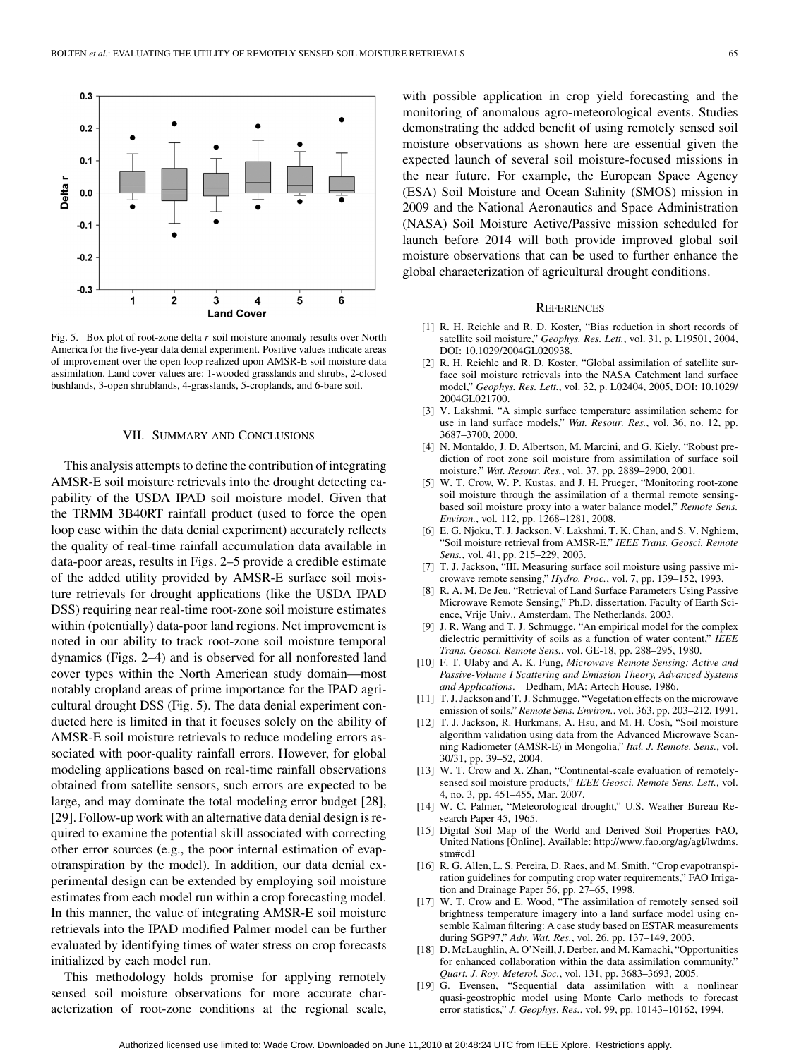0.3
0.2
0.1
0.0
-0.1
-0.2
-0.3
Delta r
1
2
3
4
5
6
Land Cover

Fig. 5. Box plot of root-zone delta $r$ soil moisture anomaly results over North America for the five-year data denial experiment. Positive values indicate areas of improvement over the open loop realized upon AMSR-E soil moisture data assimilation. Land cover values are: 1-wooded grasslands and shrubs, 2-closed bushlands, 3-open shrublands, 4-grasslands, 5-croplands, and 6-bare soil.

## VII. Summary and Conclusions

This analysis attempts to define the contribution of integrating AMSR-E soil moisture retrievals into the drought detecting capability of the USDA IPAD soil moisture model. Given that the TRMM 3B40RT rainfall product (used to force the open loop case within the data denial experiment) accurately reflects the quality of real-time rainfall accumulation data available in data-poor areas, results in Figs. 2–5 provide a credible estimate of the added utility provided by AMSR-E surface soil moisture retrievals for drought applications (like the USDA IPAD DSS) requiring near real-time root-zone soil moisture estimates within (potentially) data-poor land regions. Net improvement is noted in our ability to track root-zone soil moisture temporal dynamics (Figs. 2–4) and is observed for all nonforested land cover types within the North American study domain—most notably cropland areas of prime importance for the IPAD agricultural drought DSS (Fig. 5). The data denial experiment conducted here is limited in that it focuses solely on the ability of AMSR-E soil moisture retrievals to reduce modeling errors associated with poor-quality rainfall errors. However, for global modeling applications based on real-time rainfall observations obtained from satellite sensors, such errors are expected to be large, and may dominate the total modeling error budget [28], [29]. Follow-up work with an alternative data denial design is required to examine the potential skill associated with correcting other error sources (e.g., the poor internal estimation of evapotranspiration by the model). In addition, our data denial experimental design can be extended by employing soil moisture estimates from each model run within a crop forecasting model. In this manner, the value of integrating AMSR-E soil moisture retrievals into the IPAD modified Palmer model can be further evaluated by identifying times of water stress on crop forecasts initialized by each model run.

This methodology holds promise for applying remotely sensed soil moisture observations for more accurate characterization of root-zone conditions at the regional scale, with possible application in crop yield forecasting and the monitoring of anomalous agro-meteorological events. Studies demonstrating the added benefit of using remotely sensed soil moisture observations as shown here are essential given the expected launch of several soil moisture-focused missions in the near future. For example, the European Space Agency (ESA) Soil Moisture and Ocean Salinity (SMOS) mission in 2009 and the National Aeronautics and Space Administration (NASA) Soil Moisture Active/Passive mission scheduled for launch before 2014 will both provide improved global soil moisture observations that can be used to further enhance the global characterization of agricultural drought conditions.

## References

[1] R. H. Reichle and R. D. Koster, "Bias reduction in short records of satellite soil moisture," *Geophys. Res. Lett.*, vol. 31, p. L19501, 2004, DOI: 10.1029/2004GL020938.

[2] R. H. Reichle and R. D. Koster, "Global assimilation of satellite surface soil moisture retrievals into the NASA Catchment land surface model," *Geophys. Res. Lett.*, vol. 32, p. L02404, 2005, DOI: 10.1029/2004GL021700.

[3] V. Lakshmi, "A simple surface temperature assimilation scheme for use in land surface models," *Wat. Resour. Res.*, vol. 36, no. 12, pp. 3687–3700, 2000.

[4] N. Montaldo, J. D. Albertson, M. Marcini, and G. Kiely, "Robust prediction of root zone soil moisture from assimilation of surface soil moisture," *Wat. Resour. Res.*, vol. 37, pp. 2889–2900, 2001.

[5] W. T. Crow, W. P. Kustas, and J. H. Prueger, "Monitoring root-zone soil moisture through the assimilation of a thermal remote sensing-based soil moisture proxy into a water balance model," *Remote Sens. Environ.*, vol. 112, pp. 1268–1281, 2008.

[6] E. G. Njoku, T. J. Jackson, V. Lakshmi, T. K. Chan, and S. V. Nghiem, "Soil moisture retrieval from AMSR-E," *IEEE Trans. Geosci. Remote Sens.*, vol. 41, pp. 215–229, 2003.

[7] T. J. Jackson, "III. Measuring surface soil moisture using passive microwave remote sensing," *Hydro. Proc.*, vol. 7, pp. 139–152, 1993.

[8] R. A. M. De Jeu, "Retrieval of Land Surface Parameters Using Passive Microwave Remote Sensing," Ph.D. dissertation, Faculty of Earth Science, Vrije Univ., Amsterdam, The Netherlands, 2003.

[9] J. R. Wang and T. J. Schmugge, "An empirical model for the complex dielectric permittivity of soils as a function of water content," *IEEE Trans. Geosci. Remote Sens.*, vol. GE-18, pp. 288–295, 1980.

[10] F. T. Ulaby and A. K. Fung, *Microwave Remote Sensing: Active and Passive-Volume I Scattering and Emission Theory, Advanced Systems and Applications*. Dedham, MA: Artech House, 1986.

[11] T. J. Jackson and T. J. Schmugge, "Vegetation effects on the microwave emission of soils," *Remote Sens. Environ.*, vol. 363, pp. 203–212, 1991.

[12] T. J. Jackson, R. Hurkmans, A. Hsu, and M. H. Cosh, "Soil moisture algorithm validation using data from the Advanced Microwave Scanning Radiometer (AMSR-E) in Mongolia," *Ital. J. Remote. Sens.*, vol. 30/31, pp. 39–52, 2004.

[13] W. T. Crow and X. Zhan, "Continental-scale evaluation of remotely-sensed soil moisture products," *IEEE Geosci. Remote Sens. Lett.*, vol. 4, no. 3, pp. 451–455, Mar. 2007.

[14] W. C. Palmer, "Meteorological drought," U.S. Weather Bureau Research Paper 45, 1965.

[15] Digital Soil Map of the World and Derived Soil Properties FAO, United Nations [Online]. Available: http://www.fao.org/ag/agl/lwdms.stm#cd1

[16] R. G. Allen, L. S. Pereira, D. Raes, and M. Smith, "Crop evapotranspiration guidelines for computing crop water requirements," FAO Irrigation and Drainage Paper 56, pp. 27–65, 1998.

[17] W. T. Crow and E. Wood, "The assimilation of remotely sensed soil brightness temperature imagery into a land surface model using ensemble Kalman filtering: A case study based on ESTAR measurements during SGP97," *Adv. Wat. Res.*, vol. 26, pp. 137–149, 2003.

[18] D. McLaughlin, A. O'Neill, J. Derber, and M. Kamachi, "Opportunities for enhanced collaboration within the data assimilation community," *Quart. J. Roy. Meterol. Soc.*, vol. 131, pp. 3683–3693, 2005.

[19] G. Evensen, "Sequential data assimilation with a nonlinear quasi-geostrophic model using Monte Carlo methods to forecast error statistics," *J. Geophys. Res.*, vol. 99, pp. 10143–10162, 1994.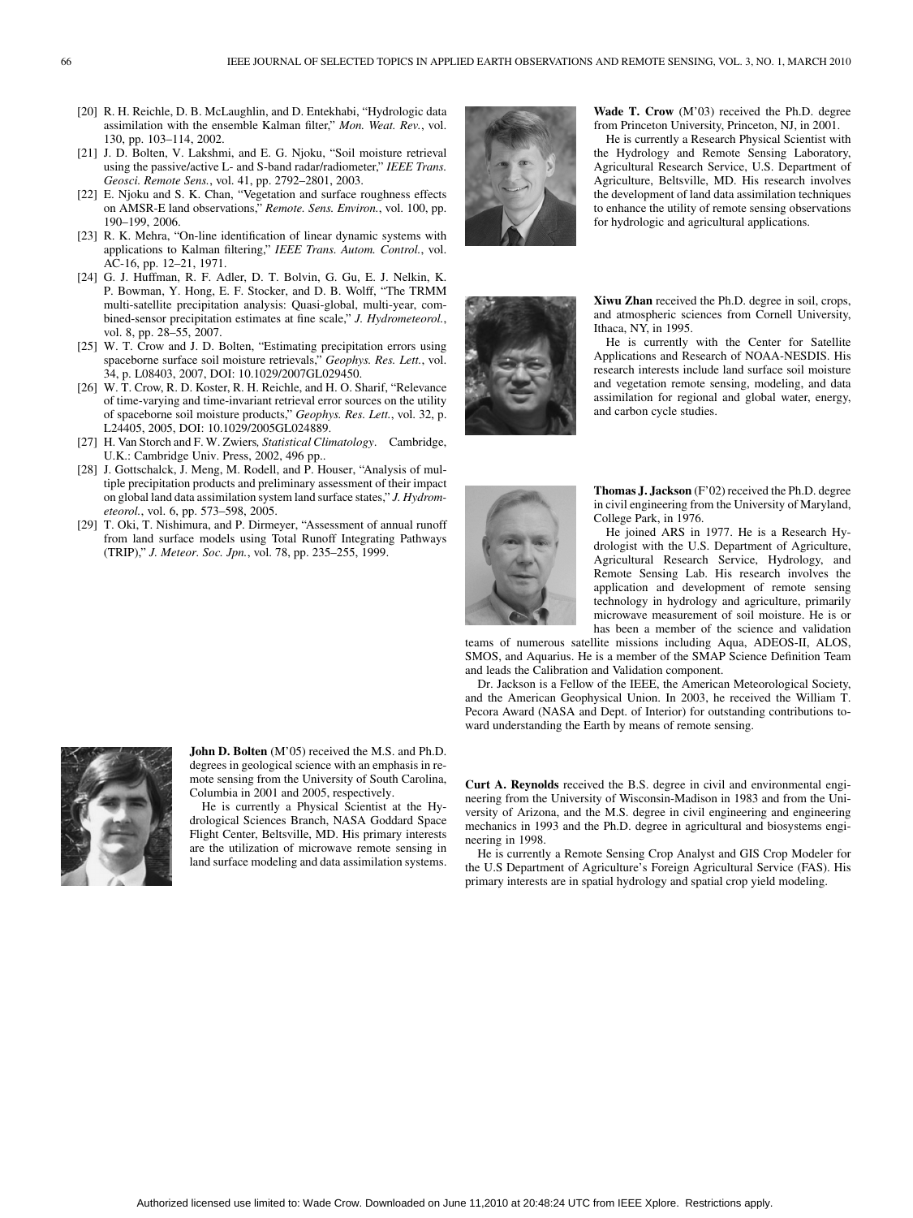[20] R. H. Reichle, D. B. McLaughlin, and D. Entekhabi, "Hydrologic data assimilation with the ensemble Kalman filter," *Mon. Weat. Rev.*, vol. 130, pp. 103–114, 2002.

[21] J. D. Bolten, V. Lakshmi, and E. G. Njoku, "Soil moisture retrieval using the passive/active L- and S-band radar/radiometer," *IEEE Trans. Geosci. Remote Sens.*, vol. 41, pp. 2792–2801, 2003.

[22] E. Njoku and S. K. Chan, "Vegetation and surface roughness effects on AMSR-E land observations," *Remote. Sens. Environ.*, vol. 100, pp. 190–199, 2006.

[23] R. K. Mehra, "On-line identification of linear dynamic systems with applications to Kalman filtering," *IEEE Trans. Autom. Control.*, vol. AC-16, pp. 12–21, 1971.

[24] G. J. Huffman, R. F. Adler, D. T. Bolvin, G. Gu, E. J. Nelkin, K. P. Bowman, Y. Hong, E. F. Stocker, and D. B. Wolff, "The TRMM multi-satellite precipitation analysis: Quasi-global, multi-year, combined-sensor precipitation estimates at fine scale," *J. Hydrometeorol.*, vol. 8, pp. 28–55, 2007.

[25] W. T. Crow and J. D. Bolten, "Estimating precipitation errors using spaceborne surface soil moisture retrievals," *Geophys. Res. Lett.*, vol. 34, p. L08403, 2007, DOI: 10.1029/2007GL029450.

[26] W. T. Crow, R. D. Koster, R. H. Reichle, and H. O. Sharif, "Relevance of time-varying and time-invariant retrieval error sources on the utility of spaceborne soil moisture products," *Geophys. Res. Lett.*, vol. 32, p. L24405, 2005, DOI: 10.1029/2005GL024889.

[27] H. Van Storch and F. W. Zwiers, *Statistical Climatology*. Cambridge, U.K.: Cambridge Univ. Press, 2002, 496 pp..

[28] J. Gottschalck, J. Meng, M. Rodell, and P. Houser, "Analysis of multiple precipitation products and preliminary assessment of their impact on global land data assimilation system land surface states," *J. Hydrometeorol.*, vol. 6, pp. 573–598, 2005.

[29] T. Oki, T. Nishimura, and P. Dirmeyer, "Assessment of annual runoff from land surface models using Total Runoff Integrating Pathways (TRIP)," *J. Meteor. Soc. Jpn.*, vol. 78, pp. 235–255, 1999.

**John D. Bolten** (M'05) received the M.S. and Ph.D. degrees in geological science with an emphasis in remote sensing from the University of South Carolina, Columbia in 2001 and 2005, respectively.

He is currently a Physical Scientist at the Hydrological Sciences Branch, NASA Goddard Space Flight Center, Beltsville, MD. His primary interests are the utilization of microwave remote sensing in land surface modeling and data assimilation systems.

**Wade T. Crow** (M'03) received the Ph.D. degree from Princeton University, Princeton, NJ, in 2001.

He is currently a Research Physical Scientist with the Hydrology and Remote Sensing Laboratory, Agricultural Research Service, U.S. Department of Agriculture, Beltsville, MD. His research involves the development of land data assimilation techniques to enhance the utility of remote sensing observations for hydrologic and agricultural applications.

**Xiwu Zhan** received the Ph.D. degree in soil, crops, and atmospheric sciences from Cornell University, Ithaca, NY, in 1995.

He is currently with the Center for Satellite Applications and Research of NOAA-NESDIS. His research interests include land surface soil moisture and vegetation remote sensing, modeling, and data assimilation for regional and global water, energy, and carbon cycle studies.

**Thomas J. Jackson** (F'02) received the Ph.D. degree in civil engineering from the University of Maryland, College Park, in 1976.

He joined ARS in 1977. He is a Research Hydrologist with the U.S. Department of Agriculture, Agricultural Research Service, Hydrology, and Remote Sensing Lab. His research involves the application and development of remote sensing technology in hydrology and agriculture, primarily microwave measurement of soil moisture. He is or has been a member of the science and validation teams of numerous satellite missions including Aqua, ADEOS-II, ALOS, SMOS, and Aquarius. He is a member of the SMAP Science Definition Team and leads the Calibration and Validation component.

Dr. Jackson is a Fellow of the IEEE, the American Meteorological Society, and the American Geophysical Union. In 2003, he received the William T. Pecora Award (NASA and Dept. of Interior) for outstanding contributions toward understanding the Earth by means of remote sensing.

**Curt A. Reynolds** received the B.S. degree in civil and environmental engineering from the University of Wisconsin-Madison in 1983 and from the University of Arizona, and the M.S. degree in civil engineering and engineering mechanics in 1993 and the Ph.D. degree in agricultural and biosystems engineering in 1998.

He is currently a Remote Sensing Crop Analyst and GIS Crop Modeler for the U.S Department of Agriculture's Foreign Agricultural Service (FAS). His primary interests are in spatial hydrology and spatial crop yield modeling.